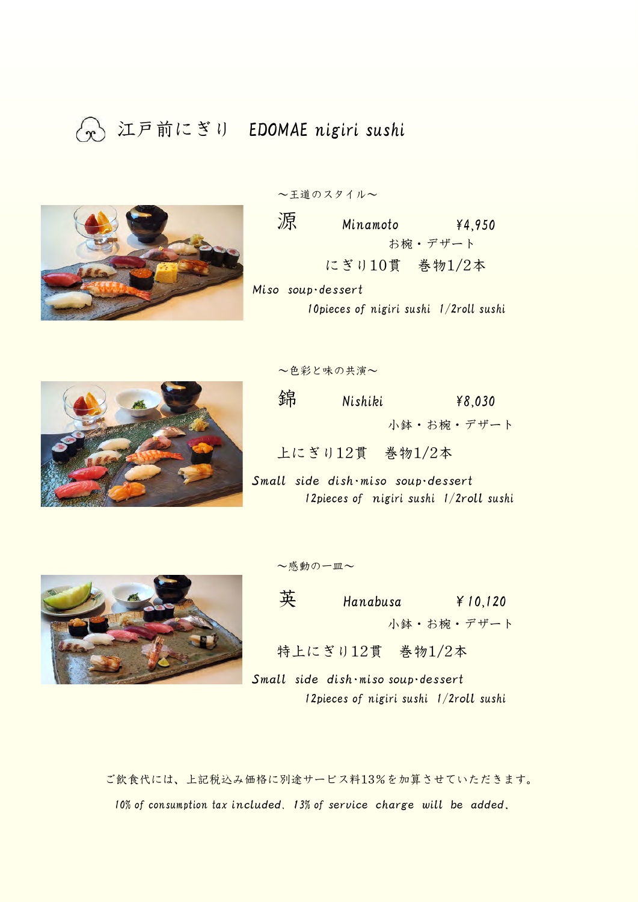# 江戸前にぎり　*EDOMAE nigiri sushi*

～王道のスタイル～

## 源　*Minamoto*　*¥4,950*

お椀・デザート

にぎり10貫　巻物1/2本

*Miso soup·dessert*

*10pieces of nigiri sushi 1/2roll sushi*

～色彩と味の共演～

## 錦　*Nishiki*　*¥8,030*

小鉢・お椀・デザート

上にぎり12貫　巻物1/2本

*Small side dish·miso soup·dessert*

*12pieces of nigiri sushi 1/2roll sushi*

～感動の一皿～

## 英　*Hanabusa*　*¥10,120*

小鉢・お椀・デザート

特上にぎり12貫　巻物1/2本

*Small side dish·miso soup·dessert*

*12pieces of nigiri sushi 1/2roll sushi*

ご飲食代には、上記税込み価格に別途サービス料13%を加算させていただきます。

*10% of consumption tax included. 13% of service charge will be added.*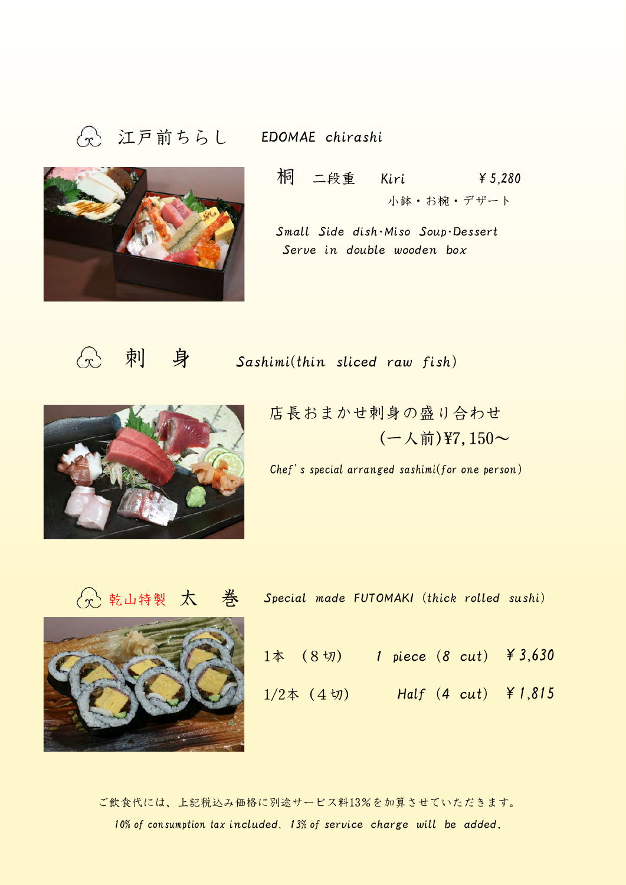## 江戸前ちらし　EDOMAE chirashi

**桐**　二段重　Kiri　￥5,280

小鉢・お椀・デザート

*Small Side dish·Miso Soup·Dessert*
*Serve in double wooden box*

## 刺　身　Sashimi(thin sliced raw fish)

店長おまかせ刺身の盛り合わせ
（一人前）¥7,150～

*Chef's special arranged sashimi(for one person)*

## 乾山特製 太　巻　Special made FUTOMAKI (thick rolled sushi)

| | | |
|---|---|---|
| 1本　（8切） | 1 piece (8 cut) | ￥3,630 |
| 1/2本（4切） | Half (4 cut) | ￥1,815 |

ご飲食代には、上記税込み価格に別途サービス料13%を加算させていただきます。

*10% of consumption tax included. 13% of service charge will be added.*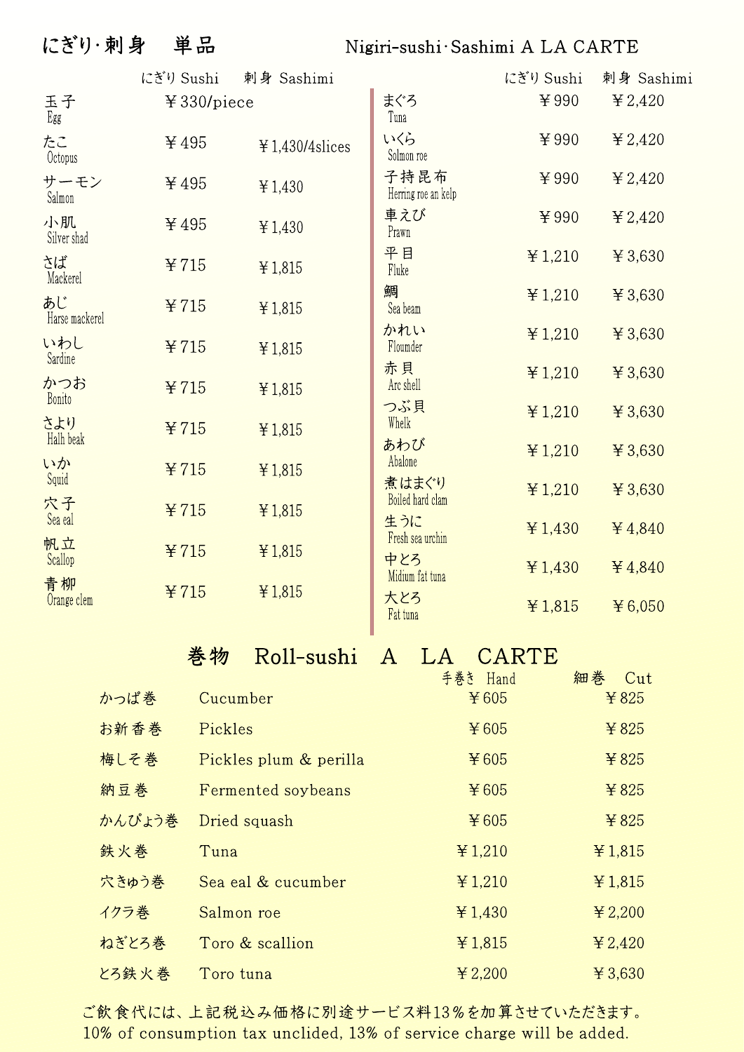## にぎり·刺身　単品　Nigiri-sushi·Sashimi A LA CARTE

|  | にぎり Sushi | 刺身 Sashimi |
|---|---|---|
| 玉子 Egg | ￥330/piece | |
| たこ Octopus | ￥495 | ￥1,430/4slices |
| サーモン Salmon | ￥495 | ￥1,430 |
| 小肌 Silver shad | ￥495 | ￥1,430 |
| さば Mackerel | ￥715 | ￥1,815 |
| あじ Harse mackerel | ￥715 | ￥1,815 |
| いわし Sardine | ￥715 | ￥1,815 |
| かつお Bonito | ￥715 | ￥1,815 |
| さより Halh beak | ￥715 | ￥1,815 |
| いか Squid | ￥715 | ￥1,815 |
| 穴子 Sea eal | ￥715 | ￥1,815 |
| 帆立 Scallop | ￥715 | ￥1,815 |
| 青柳 Orange clem | ￥715 | ￥1,815 |
| まぐろ Tuna | ￥990 | ￥2,420 |
| いくら Solmon roe | ￥990 | ￥2,420 |
| 子持昆布 Herring roe an kelp | ￥990 | ￥2,420 |
| 車えび Prawn | ￥990 | ￥2,420 |
| 平目 Fluke | ￥1,210 | ￥3,630 |
| 鯛 Sea beam | ￥1,210 | ￥3,630 |
| かれい Floumder | ￥1,210 | ￥3,630 |
| 赤貝 Arc shell | ￥1,210 | ￥3,630 |
| つぶ貝 Whelk | ￥1,210 | ￥3,630 |
| あわび Abalone | ￥1,210 | ￥3,630 |
| 煮はまぐり Boiled hard clam | ￥1,210 | ￥3,630 |
| 生うに Fresh sea urchin | ￥1,430 | ￥4,840 |
| 中とろ Midium fat tuna | ￥1,430 | ￥4,840 |
| 大とろ Fat tuna | ￥1,815 | ￥6,050 |

## 巻物　Roll-sushi　A　LA　CARTE

|  |  | 手巻き Hand | 細巻 Cut |
|---|---|---|---|
| かっぱ巻 | Cucumber | ￥605 | ￥825 |
| お新香巻 | Pickles | ￥605 | ￥825 |
| 梅しそ巻 | Pickles plum & perilla | ￥605 | ￥825 |
| 納豆巻 | Fermented soybeans | ￥605 | ￥825 |
| かんぴょう巻 | Dried squash | ￥605 | ￥825 |
| 鉄火巻 | Tuna | ￥1,210 | ￥1,815 |
| 穴きゅう巻 | Sea eal & cucumber | ￥1,210 | ￥1,815 |
| イクラ巻 | Salmon roe | ￥1,430 | ￥2,200 |
| ねぎとろ巻 | Toro & scallion | ￥1,815 | ￥2,420 |
| とろ鉄火巻 | Toro tuna | ￥2,200 | ￥3,630 |

ご飲食代には、上記税込み価格に別途サービス料13％を加算させていただきます。
10% of consumption tax unclided, 13% of service charge will be added.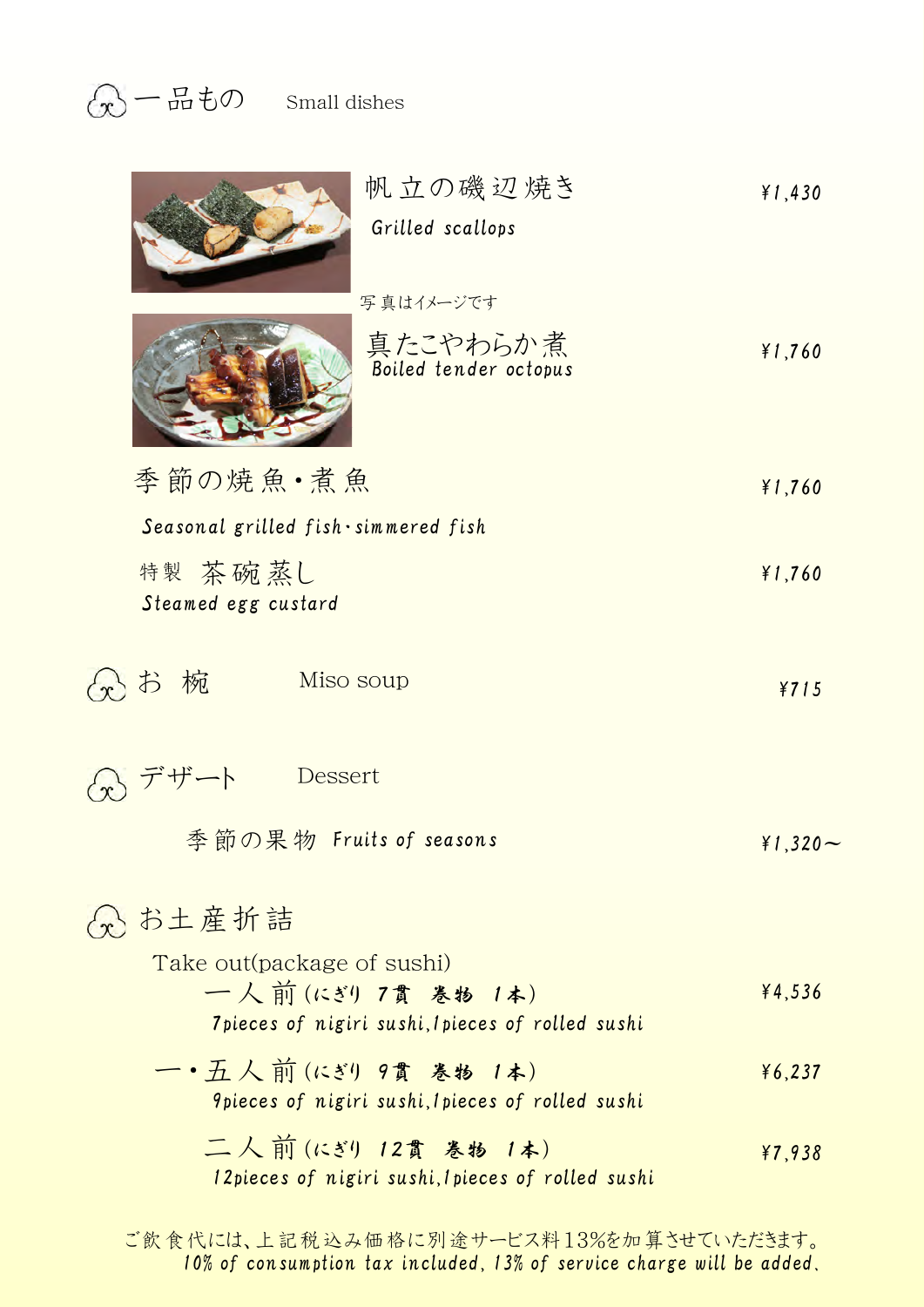## 一品もの　Small dishes

| | |
|---|---|
| 帆立の磯辺焼き<br>Grilled scallops | ¥1,430 |
| 写真はイメージです | |
| 真たこやわらか煮<br>Boiled tender octopus | ¥1,760 |
| 季節の焼魚・煮魚<br>Seasonal grilled fish・simmered fish | ¥1,760 |
| 特製　茶碗蒸し<br>Steamed egg custard | ¥1,760 |

## お　椀　Miso soup

¥715

## デザート　Dessert

| | |
|---|---|
| 季節の果物　Fruits of seasons | ¥1,320～ |

## お土産折詰

Take out(package of sushi)

| | |
|---|---|
| 一人前（にぎり　7貫　巻物　1本）<br>7pieces of nigiri sushi,1pieces of rolled sushi | ¥4,536 |
| 一・五人前（にぎり　9貫　巻物　1本）<br>9pieces of nigiri sushi,1pieces of rolled sushi | ¥6,237 |
| 二人前（にぎり　12貫　巻物　1本）<br>12pieces of nigiri sushi,1pieces of rolled sushi | ¥7,938 |

ご飲食代には、上記税込み価格に別途サービス料13%を加算させていただきます。
10% of consumption tax included, 13% of service charge will be added.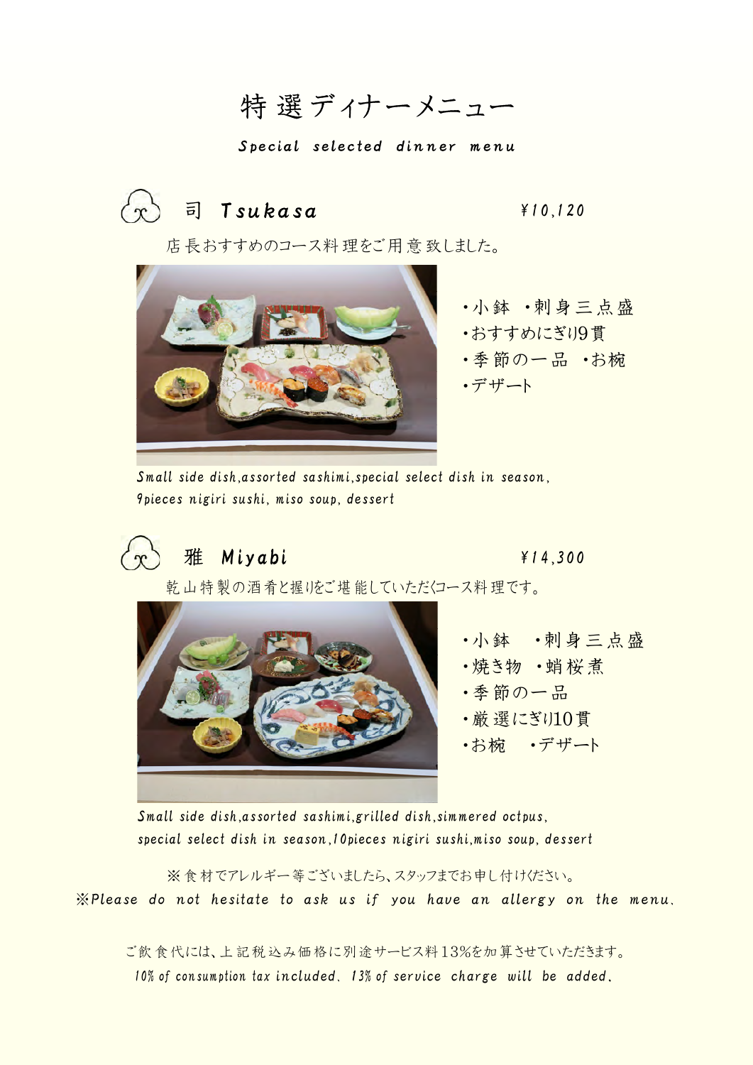# 特選ディナーメニュー

*Special selected dinner menu*

## 司 Tsukasa ¥10,120

店長おすすめのコース料理をご用意致しました。

- 小鉢 ・刺身三点盛
- おすすめにぎり9貫
- 季節の一品 ・お椀
- デザート

*Small side dish,assorted sashimi,special select dish in season, 9pieces nigiri sushi, miso soup, dessert*

## 雅 Miyabi ¥14,300

乾山特製の酒肴と握りをご堪能していただくコース料理です。

- 小鉢 ・刺身三点盛
- 焼き物 ・蛸桜煮
- 季節の一品
- 厳選にぎり10貫
- お椀 ・デザート

*Small side dish,assorted sashimi,grilled dish,simmered octpus, special select dish in season,10pieces nigiri sushi,miso soup, dessert*

※食材でアレルギー等ございましたら、スタッフまでお申し付けください。

※*Please do not hesitate to ask us if you have an allergy on the menu.*

ご飲食代には、上記税込み価格に別途サービス料13%を加算させていただきます。

*10% of consumption tax included. 13% of service charge will be added.*